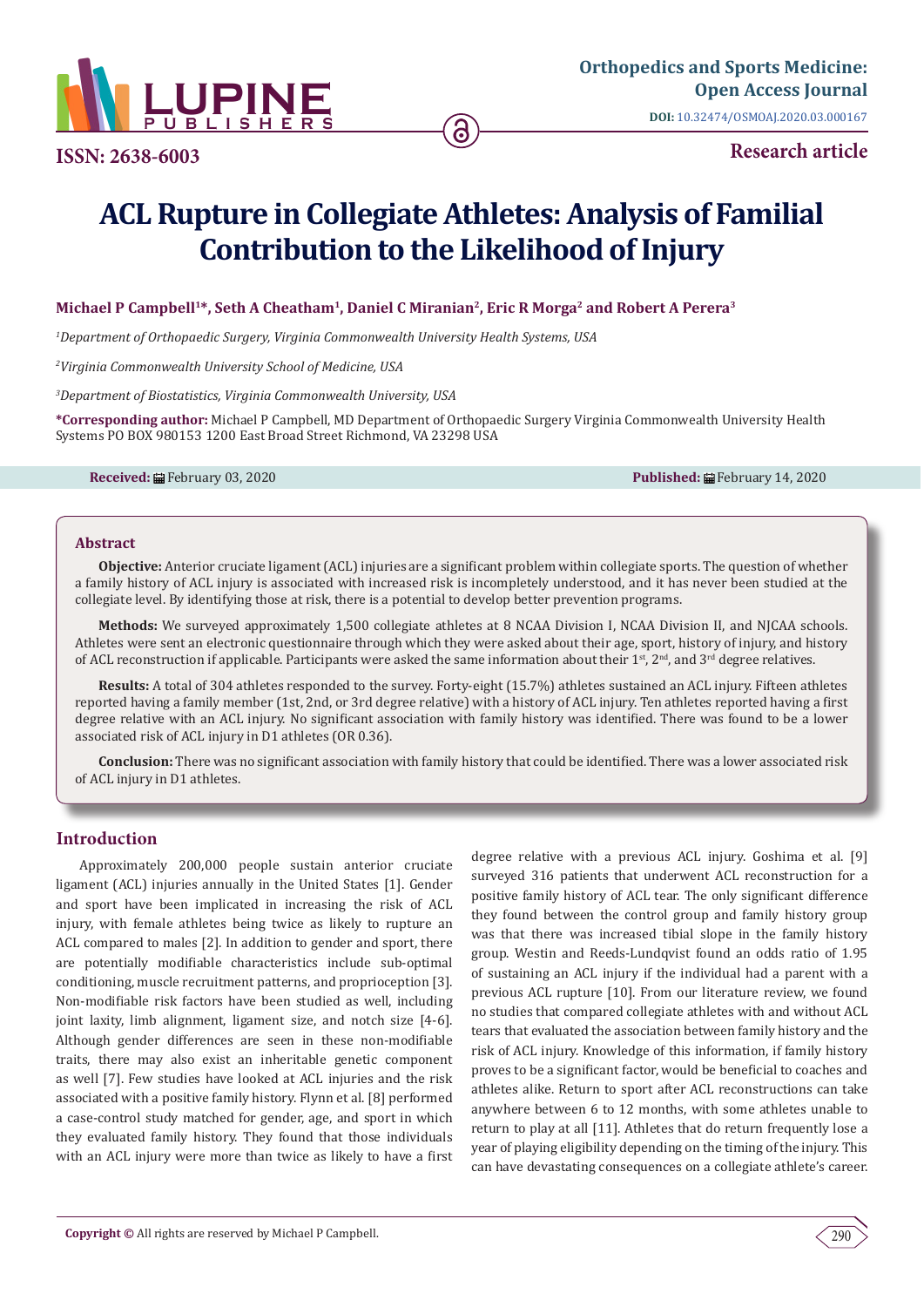Research article

# ACL Rupture in Collegiate Athletes: Analysis of Familial Contribution to the Likelihood of Injury

**Michael P Campbell[1]*, Seth A Cheatham[1], Daniel C Miranian[2], Eric R Morga[2] and Robert A Perera[3]**

[1]*Department of Orthopaedic Surgery, Virginia Commonwealth University Health Systems, USA*

[2]*Virginia Commonwealth University School of Medicine, USA*

[3]*Department of Biostatistics, Virginia Commonwealth University, USA*

**\*Corresponding author:** Michael P Campbell, MD Department of Orthopaedic Surgery Virginia Commonwealth University Health Systems PO BOX 980153 1200 East Broad Street Richmond, VA 23298 USA

**Received:** February 03, 2020 **Published:** February 14, 2020

## Abstract

**Objective:** Anterior cruciate ligament (ACL) injuries are a significant problem within collegiate sports. The question of whether a family history of ACL injury is associated with increased risk is incompletely understood, and it has never been studied at the collegiate level. By identifying those at risk, there is a potential to develop better prevention programs.

**Methods:** We surveyed approximately 1,500 collegiate athletes at 8 NCAA Division I, NCAA Division II, and NJCAA schools. Athletes were sent an electronic questionnaire through which they were asked about their age, sport, history of injury, and history of ACL reconstruction if applicable. Participants were asked the same information about their 1st, 2nd, and 3rd degree relatives.

**Results:** A total of 304 athletes responded to the survey. Forty-eight (15.7%) athletes sustained an ACL injury. Fifteen athletes reported having a family member (1st, 2nd, or 3rd degree relative) with a history of ACL injury. Ten athletes reported having a first degree relative with an ACL injury. No significant association with family history was identified. There was found to be a lower associated risk of ACL injury in D1 athletes (OR 0.36).

**Conclusion:** There was no significant association with family history that could be identified. There was a lower associated risk of ACL injury in D1 athletes.

## Introduction

Approximately 200,000 people sustain anterior cruciate ligament (ACL) injuries annually in the United States [1]. Gender and sport have been implicated in increasing the risk of ACL injury, with female athletes being twice as likely to rupture an ACL compared to males [2]. In addition to gender and sport, there are potentially modifiable characteristics include sub-optimal conditioning, muscle recruitment patterns, and proprioception [3]. Non-modifiable risk factors have been studied as well, including joint laxity, limb alignment, ligament size, and notch size [4-6]. Although gender differences are seen in these non-modifiable traits, there may also exist an inheritable genetic component as well [7]. Few studies have looked at ACL injuries and the risk associated with a positive family history. Flynn et al. [8] performed a case-control study matched for gender, age, and sport in which they evaluated family history. They found that those individuals with an ACL injury were more than twice as likely to have a first degree relative with a previous ACL injury. Goshima et al. [9] surveyed 316 patients that underwent ACL reconstruction for a positive family history of ACL tear. The only significant difference they found between the control group and family history group was that there was increased tibial slope in the family history group. Westin and Reeds-Lundqvist found an odds ratio of 1.95 of sustaining an ACL injury if the individual had a parent with a previous ACL rupture [10]. From our literature review, we found no studies that compared collegiate athletes with and without ACL tears that evaluated the association between family history and the risk of ACL injury. Knowledge of this information, if family history proves to be a significant factor, would be beneficial to coaches and athletes alike. Return to sport after ACL reconstructions can take anywhere between 6 to 12 months, with some athletes unable to return to play at all [11]. Athletes that do return frequently lose a year of playing eligibility depending on the timing of the injury. This can have devastating consequences on a collegiate athlete's career.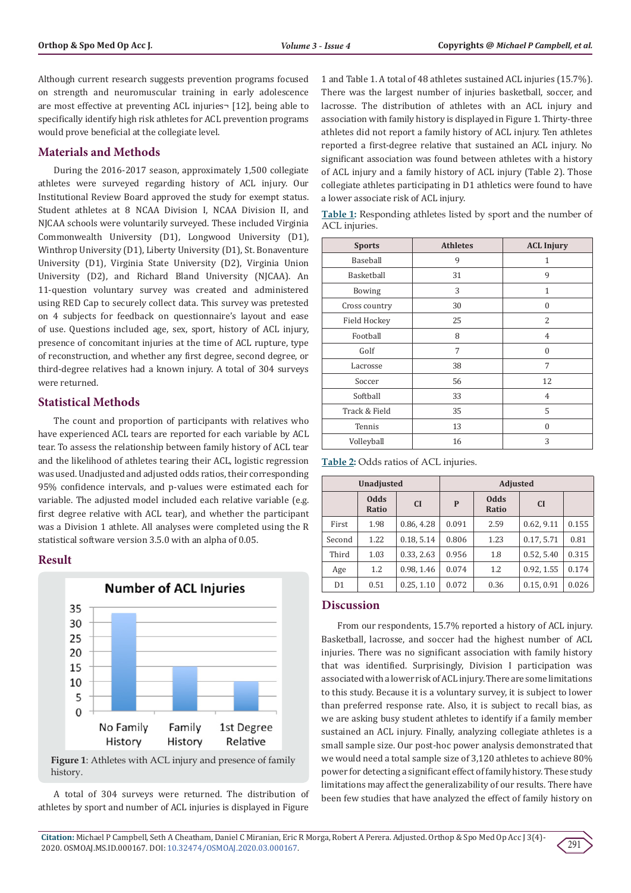Although current research suggests prevention programs focused on strength and neuromuscular training in early adolescence are most effective at preventing ACL injuries¬ [12], being able to specifically identify high risk athletes for ACL prevention programs would prove beneficial at the collegiate level.

## Materials and Methods

During the 2016-2017 season, approximately 1,500 collegiate athletes were surveyed regarding history of ACL injury. Our Institutional Review Board approved the study for exempt status. Student athletes at 8 NCAA Division I, NCAA Division II, and NJCAA schools were voluntarily surveyed. These included Virginia Commonwealth University (D1), Longwood University (D1), Winthrop University (D1), Liberty University (D1), St. Bonaventure University (D1), Virginia State University (D2), Virginia Union University (D2), and Richard Bland University (NJCAA). An 11-question voluntary survey was created and administered using RED Cap to securely collect data. This survey was pretested on 4 subjects for feedback on questionnaire's layout and ease of use. Questions included age, sex, sport, history of ACL injury, presence of concomitant injuries at the time of ACL rupture, type of reconstruction, and whether any first degree, second degree, or third-degree relatives had a known injury. A total of 304 surveys were returned.

## Statistical Methods

The count and proportion of participants with relatives who have experienced ACL tears are reported for each variable by ACL tear. To assess the relationship between family history of ACL tear and the likelihood of athletes tearing their ACL, logistic regression was used. Unadjusted and adjusted odds ratios, their corresponding 95% confidence intervals, and p-values were estimated each for variable. The adjusted model included each relative variable (e.g. first degree relative with ACL tear), and whether the participant was a Division 1 athlete. All analyses were completed using the R statistical software version 3.5.0 with an alpha of 0.05.

## Result

Number of ACL Injuries

35
30
25
20
15
10
5
0

No Family History
Family History
1st Degree Relative

**Figure 1**: Athletes with ACL injury and presence of family history.

A total of 304 surveys were returned. The distribution of athletes by sport and number of ACL injuries is displayed in Figure 1 and Table 1. A total of 48 athletes sustained ACL injuries (15.7%). There was the largest number of injuries basketball, soccer, and lacrosse. The distribution of athletes with an ACL injury and association with family history is displayed in Figure 1. Thirty-three athletes did not report a family history of ACL injury. Ten athletes reported a first-degree relative that sustained an ACL injury. No significant association was found between athletes with a history of ACL injury and a family history of ACL injury (Table 2). Those collegiate athletes participating in D1 athletics were found to have a lower associate risk of ACL injury.

**Table 1:** Responding athletes listed by sport and the number of ACL injuries.

| Sports | Athletes | ACL Injury |
|---|---|---|
| Baseball | 9 | 1 |
| Basketball | 31 | 9 |
| Bowing | 3 | 1 |
| Cross country | 30 | 0 |
| Field Hockey | 25 | 2 |
| Football | 8 | 4 |
| Golf | 7 | 0 |
| Lacrosse | 38 | 7 |
| Soccer | 56 | 12 |
| Softball | 33 | 4 |
| Track & Field | 35 | 5 |
| Tennis | 13 | 0 |
| Volleyball | 16 | 3 |

**Table 2:** Odds ratios of ACL injuries.

| Unadjusted | | | Adjusted | | | |
|---|---|---|---|---|---|---|
| | Odds Ratio | CI | P | Odds Ratio | CI | |
| First | 1.98 | 0.86, 4.28 | 0.091 | 2.59 | 0.62, 9.11 | 0.155 |
| Second | 1.22 | 0.18, 5.14 | 0.806 | 1.23 | 0.17, 5.71 | 0.81 |
| Third | 1.03 | 0.33, 2.63 | 0.956 | 1.8 | 0.52, 5.40 | 0.315 |
| Age | 1.2 | 0.98, 1.46 | 0.074 | 1.2 | 0.92, 1.55 | 0.174 |
| D1 | 0.51 | 0.25, 1.10 | 0.072 | 0.36 | 0.15, 0.91 | 0.026 |

## Discussion

From our respondents, 15.7% reported a history of ACL injury. Basketball, soccer, and lacrosse had the highest number of ACL injuries. There was no significant association with family history that was identified. Surprisingly, Division I participation was associated with a lower risk of ACL injury. There are some limitations to this study. Because it is a voluntary survey, it is subject to lower than preferred response rate. Also, it is subject to recall bias, as we are asking busy student athletes to identify if a family member sustained an ACL injury. Finally, analyzing collegiate athletes is a small sample size. Our post-hoc power analysis demonstrated that we would need a total sample size of 3,120 athletes to achieve 80% power for detecting a significant effect of family history. These study limitations may affect the generalizability of our results. There have been few studies that have analyzed the effect of family history on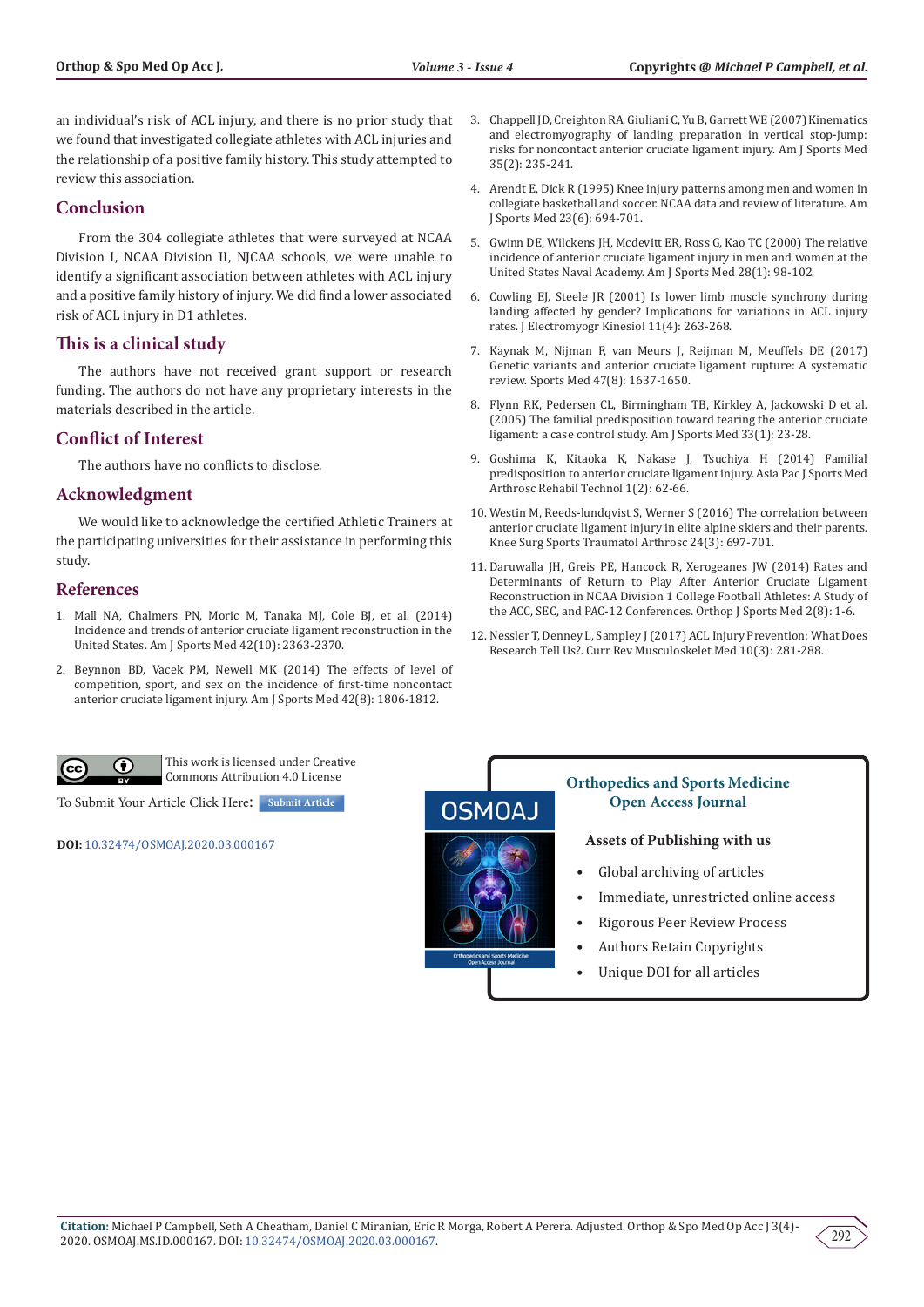an individual's risk of ACL injury, and there is no prior study that we found that investigated collegiate athletes with ACL injuries and the relationship of a positive family history. This study attempted to review this association.

## Conclusion

From the 304 collegiate athletes that were surveyed at NCAA Division I, NCAA Division II, NJCAA schools, we were unable to identify a significant association between athletes with ACL injury and a positive family history of injury. We did find a lower associated risk of ACL injury in D1 athletes.

## This is a clinical study

The authors have not received grant support or research funding. The authors do not have any proprietary interests in the materials described in the article.

## Conflict of Interest

The authors have no conflicts to disclose.

## Acknowledgment

We would like to acknowledge the certified Athletic Trainers at the participating universities for their assistance in performing this study.

## References

1. Mall NA, Chalmers PN, Moric M, Tanaka MJ, Cole BJ, et al. (2014) Incidence and trends of anterior cruciate ligament reconstruction in the United States. Am J Sports Med 42(10): 2363-2370.
2. Beynnon BD, Vacek PM, Newell MK (2014) The effects of level of competition, sport, and sex on the incidence of first-time noncontact anterior cruciate ligament injury. Am J Sports Med 42(8): 1806-1812.
3. Chappell JD, Creighton RA, Giuliani C, Yu B, Garrett WE (2007) Kinematics and electromyography of landing preparation in vertical stop-jump: risks for noncontact anterior cruciate ligament injury. Am J Sports Med 35(2): 235-241.
4. Arendt E, Dick R (1995) Knee injury patterns among men and women in collegiate basketball and soccer. NCAA data and review of literature. Am J Sports Med 23(6): 694-701.
5. Gwinn DE, Wilckens JH, Mcdevitt ER, Ross G, Kao TC (2000) The relative incidence of anterior cruciate ligament injury in men and women at the United States Naval Academy. Am J Sports Med 28(1): 98-102.
6. Cowling EJ, Steele JR (2001) Is lower limb muscle synchrony during landing affected by gender? Implications for variations in ACL injury rates. J Electromyogr Kinesiol 11(4): 263-268.
7. Kaynak M, Nijman F, van Meurs J, Reijman M, Meuffels DE (2017) Genetic variants and anterior cruciate ligament rupture: A systematic review. Sports Med 47(8): 1637-1650.
8. Flynn RK, Pedersen CL, Birmingham TB, Kirkley A, Jackowski D et al. (2005) The familial predisposition toward tearing the anterior cruciate ligament: a case control study. Am J Sports Med 33(1): 23-28.
9. Goshima K, Kitaoka K, Nakase J, Tsuchiya H (2014) Familial predisposition to anterior cruciate ligament injury. Asia Pac J Sports Med Arthrosc Rehabil Technol 1(2): 62-66.
10. Westin M, Reeds-lundqvist S, Werner S (2016) The correlation between anterior cruciate ligament injury in elite alpine skiers and their parents. Knee Surg Sports Traumatol Arthrosc 24(3): 697-701.
11. Daruwalla JH, Greis PE, Hancock R, Xerogeanes JW (2014) Rates and Determinants of Return to Play After Anterior Cruciate Ligament Reconstruction in NCAA Division 1 College Football Athletes: A Study of the ACC, SEC, and PAC-12 Conferences. Orthop J Sports Med 2(8): 1-6.
12. Nessler T, Denney L, Sampley J (2017) ACL Injury Prevention: What Does Research Tell Us?. Curr Rev Musculoskelet Med 10(3): 281-288.

This work is licensed under Creative Commons Attribution 4.0 License

To Submit Your Article Click Here: Submit Article

**DOI:** 10.32474/OSMOAJ.2020.03.000167

**Orthopedics and Sports Medicine Open Access Journal**

**Assets of Publishing with us**

- Global archiving of articles
- Immediate, unrestricted online access
- Rigorous Peer Review Process
- Authors Retain Copyrights
- Unique DOI for all articles

**Citation:** Michael P Campbell, Seth A Cheatham, Daniel C Miranian, Eric R Morga, Robert A Perera. Adjusted. Orthop & Spo Med Op Acc J 3(4)-2020. OSMOAJ.MS.ID.000167. DOI: 10.32474/OSMOAJ.2020.03.000167.